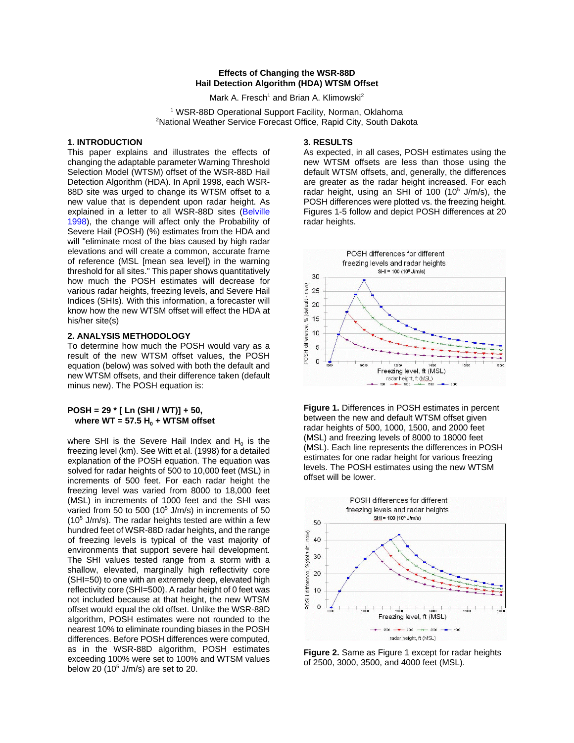# Effects of Changing the WSR-88D Hail Detection Algorithm (HDA) WTSM Offset

Mark A. Fresch[1] and Brian A. Klimowski[2]

[1] WSR-88D Operational Support Facility, Norman, Oklahoma
[2] National Weather Service Forecast Office, Rapid City, South Dakota

## 1. INTRODUCTION

This paper explains and illustrates the effects of changing the adaptable parameter Warning Threshold Selection Model (WTSM) offset of the WSR-88D Hail Detection Algorithm (HDA). In April 1998, each WSR-88D site was urged to change its WTSM offset to a new value that is dependent upon radar height. As explained in a letter to all WSR-88D sites (Belville 1998), the change will affect only the Probability of Severe Hail (POSH) (%) estimates from the HDA and will "eliminate most of the bias caused by high radar elevations and will create a common, accurate frame of reference (MSL [mean sea level]) in the warning threshold for all sites." This paper shows quantitatively how much the POSH estimates will decrease for various radar heights, freezing levels, and Severe Hail Indices (SHIs). With this information, a forecaster will know how the new WTSM offset will effect the HDA at his/her site(s)

## 2. ANALYSIS METHODOLOGY

To determine how much the POSH would vary as a result of the new WTSM offset values, the POSH equation (below) was solved with both the default and new WTSM offsets, and their difference taken (default minus new). The POSH equation is:

$$\mathbf{POSH = 29 * [\,Ln\,(SHI / WT)] + 50,}$$
$$\mathbf{where\ WT = 57.5\ H_0 + WTSM\ offset}$$

where SHI is the Severe Hail Index and $H_0$ is the freezing level (km). See Witt et al. (1998) for a detailed explanation of the POSH equation. The equation was solved for radar heights of 500 to 10,000 feet (MSL) in increments of 500 feet. For each radar height the freezing level was varied from 8000 to 18,000 feet (MSL) in increments of 1000 feet and the SHI was varied from 50 to 500 ($10^5$ J/m/s) in increments of 50 ($10^5$ J/m/s). The radar heights tested are within a few hundred feet of WSR-88D radar heights, and the range of freezing levels is typical of the vast majority of environments that support severe hail development. The SHI values tested range from a storm with a shallow, elevated, marginally high reflectivity core (SHI=50) to one with an extremely deep, elevated high reflectivity core (SHI=500). A radar height of 0 feet was not included because at that height, the new WTSM offset would equal the old offset. Unlike the WSR-88D algorithm, POSH estimates were not rounded to the nearest 10% to eliminate rounding biases in the POSH differences. Before POSH differences were computed, as in the WSR-88D algorithm, POSH estimates exceeding 100% were set to 100% and WTSM values below 20 ($10^5$ J/m/s) are set to 20.

## 3. RESULTS

As expected, in all cases, POSH estimates using the new WTSM offsets are less than those using the default WTSM offsets, and, generally, the differences are greater as the radar height increased. For each radar height, using an SHI of 100 ($10^5$ J/m/s), the POSH differences were plotted vs. the freezing height. Figures 1-5 follow and depict POSH differences at 20 radar heights.

**Figure 1.** Differences in POSH estimates in percent between the new and default WTSM offsets given radar heights of 500, 1000, 1500, and 2000 feet (MSL) and freezing levels of 8000 to 18000 feet (MSL). Each line represents the differences in POSH estimates for one radar height for various freezing levels. The POSH estimates using the new WTSM offset will be lower.

**Figure 2.** Same as Figure 1 except for radar heights of 2500, 3000, 3500, and 4000 feet (MSL).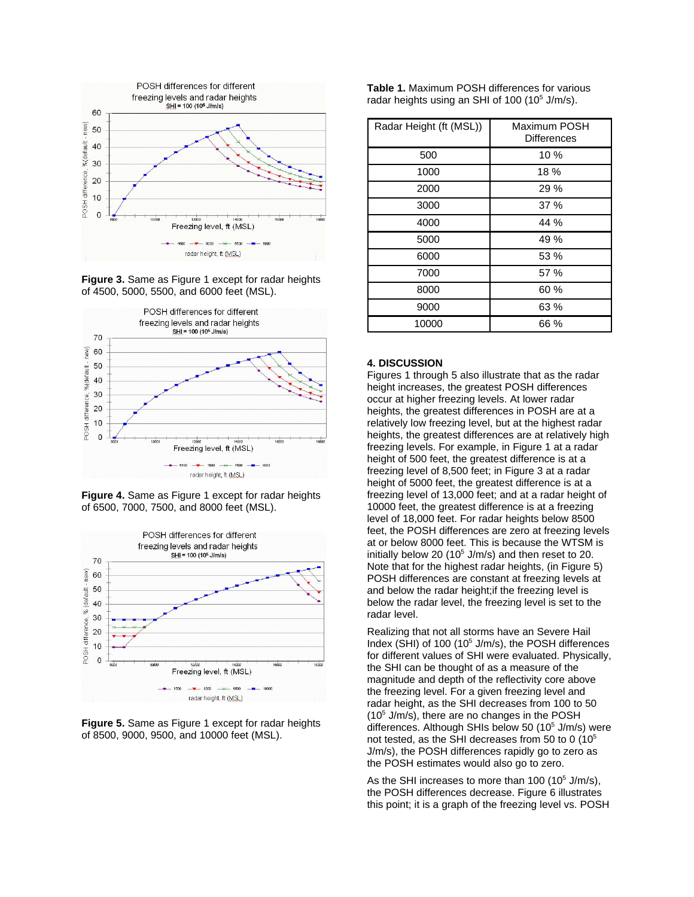**Figure 3.** Same as Figure 1 except for radar heights of 4500, 5000, 5500, and 6000 feet (MSL).

**Figure 4.** Same as Figure 1 except for radar heights of 6500, 7000, 7500, and 8000 feet (MSL).

**Figure 5.** Same as Figure 1 except for radar heights of 8500, 9000, 9500, and 10000 feet (MSL).

**Table 1.** Maximum POSH differences for various radar heights using an SHI of 100 ($10^5$ J/m/s).

| Radar Height (ft (MSL)) | Maximum POSH Differences |
|---|---|
| 500 | 10 % |
| 1000 | 18 % |
| 2000 | 29 % |
| 3000 | 37 % |
| 4000 | 44 % |
| 5000 | 49 % |
| 6000 | 53 % |
| 7000 | 57 % |
| 8000 | 60 % |
| 9000 | 63 % |
| 10000 | 66 % |

## 4. DISCUSSION

Figures 1 through 5 also illustrate that as the radar height increases, the greatest POSH differences occur at higher freezing levels. At lower radar heights, the greatest differences in POSH are at a relatively low freezing level, but at the highest radar heights, the greatest differences are at relatively high freezing levels. For example, in Figure 1 at a radar height of 500 feet, the greatest difference is at a freezing level of 8,500 feet; in Figure 3 at a radar height of 5000 feet, the greatest difference is at a freezing level of 13,000 feet; and at a radar height of 10000 feet, the greatest difference is at a freezing level of 18,000 feet. For radar heights below 8500 feet, the POSH differences are zero at freezing levels at or below 8000 feet. This is because the WTSM is initially below 20 ($10^5$ J/m/s) and then reset to 20. Note that for the highest radar heights, (in Figure 5) POSH differences are constant at freezing levels at and below the radar height;if the freezing level is below the radar level, the freezing level is set to the radar level.

Realizing that not all storms have an Severe Hail Index (SHI) of 100 ($10^5$ J/m/s), the POSH differences for different values of SHI were evaluated. Physically, the SHI can be thought of as a measure of the magnitude and depth of the reflectivity core above the freezing level. For a given freezing level and radar height, as the SHI decreases from 100 to 50 ($10^5$ J/m/s), there are no changes in the POSH differences. Although SHIs below 50 ($10^5$ J/m/s) were not tested, as the SHI decreases from 50 to 0 ($10^5$ J/m/s), the POSH differences rapidly go to zero as the POSH estimates would also go to zero.

As the SHI increases to more than 100 ($10^5$ J/m/s), the POSH differences decrease. Figure 6 illustrates this point; it is a graph of the freezing level vs. POSH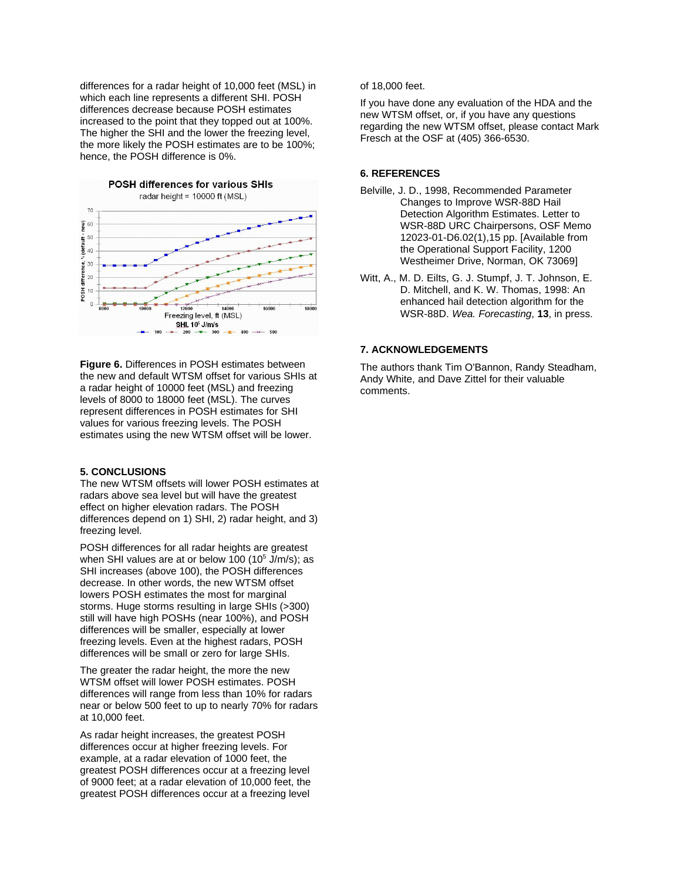differences for a radar height of 10,000 feet (MSL) in which each line represents a different SHI. POSH differences decrease because POSH estimates increased to the point that they topped out at 100%. The higher the SHI and the lower the freezing level, the more likely the POSH estimates are to be 100%; hence, the POSH difference is 0%.

POSH differences for various SHIs

radar height = 10000 ft (MSL)

POSH difference, % (default - new)

0
10
20
30
40
50
60
70

8000
10000
12000
14000
16000
18000

Freezing level, ft (MSL)

SHI, $10^5$ J/m/s

100 200 300 400 500

**Figure 6.** Differences in POSH estimates between the new and default WTSM offset for various SHIs at a radar height of 10000 feet (MSL) and freezing levels of 8000 to 18000 feet (MSL). The curves represent differences in POSH estimates for SHI values for various freezing levels. The POSH estimates using the new WTSM offset will be lower.

## 5. CONCLUSIONS

The new WTSM offsets will lower POSH estimates at radars above sea level but will have the greatest effect on higher elevation radars. The POSH differences depend on 1) SHI, 2) radar height, and 3) freezing level.

POSH differences for all radar heights are greatest when SHI values are at or below 100 ($10^5$ J/m/s); as SHI increases (above 100), the POSH differences decrease. In other words, the new WTSM offset lowers POSH estimates the most for marginal storms. Huge storms resulting in large SHIs (>300) still will have high POSHs (near 100%), and POSH differences will be smaller, especially at lower freezing levels. Even at the highest radars, POSH differences will be small or zero for large SHIs.

The greater the radar height, the more the new WTSM offset will lower POSH estimates. POSH differences will range from less than 10% for radars near or below 500 feet to up to nearly 70% for radars at 10,000 feet.

As radar height increases, the greatest POSH differences occur at higher freezing levels. For example, at a radar elevation of 1000 feet, the greatest POSH differences occur at a freezing level of 9000 feet; at a radar elevation of 10,000 feet, the greatest POSH differences occur at a freezing level of 18,000 feet.

If you have done any evaluation of the HDA and the new WTSM offset, or, if you have any questions regarding the new WTSM offset, please contact Mark Fresch at the OSF at (405) 366-6530.

## 6. REFERENCES

Belville, J. D., 1998, Recommended Parameter Changes to Improve WSR-88D Hail Detection Algorithm Estimates. Letter to WSR-88D URC Chairpersons, OSF Memo 12023-01-D6.02(1),15 pp. [Available from the Operational Support Facility, 1200 Westheimer Drive, Norman, OK 73069]

Witt, A., M. D. Eilts, G. J. Stumpf, J. T. Johnson, E. D. Mitchell, and K. W. Thomas, 1998: An enhanced hail detection algorithm for the WSR-88D. *Wea. Forecasting*, **13**, in press.

## 7. ACKNOWLEDGEMENTS

The authors thank Tim O'Bannon, Randy Steadham, Andy White, and Dave Zittel for their valuable comments.